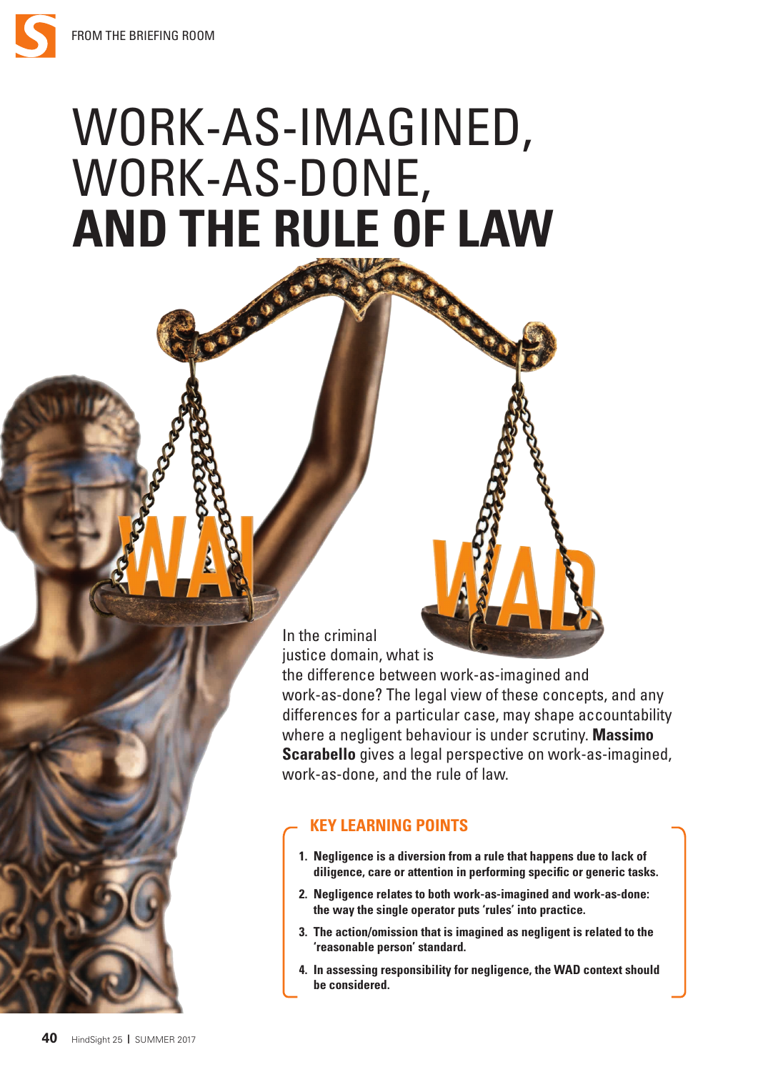# WORK-AS-IMAGINED, WORK-AS-DONE, **AND THE RULE OF LAW**

In the criminal justice domain, what is the difference between work-as-imagined and work-as-done? The legal view of these concepts, and any differences for a particular case, may shape accountability where a negligent behaviour is under scrutiny. **Massimo Scarabello** gives a legal perspective on work-as-imagined, work-as-done, and the rule of law.

## KEY LEARNING POINTS

1. **Negligence is a diversion from a rule that happens due to lack of diligence, care or attention in performing specific or generic tasks.**
2. **Negligence relates to both work-as-imagined and work-as-done: the way the single operator puts 'rules' into practice.**
3. **The action/omission that is imagined as negligent is related to the 'reasonable person' standard.**
4. **In assessing responsibility for negligence, the WAD context should be considered.**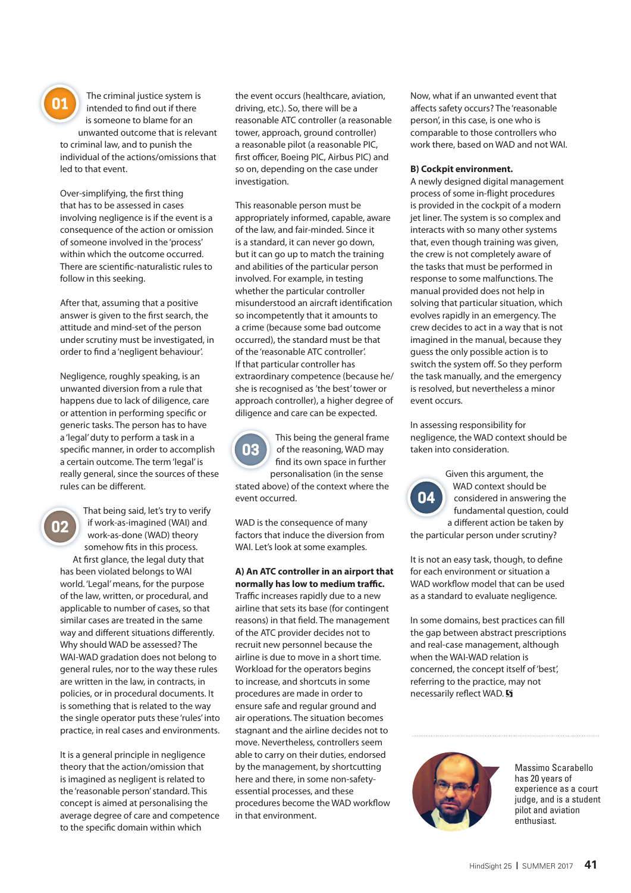**01** The criminal justice system is intended to find out if there is someone to blame for an unwanted outcome that is relevant to criminal law, and to punish the individual of the actions/omissions that led to that event.

Over-simplifying, the first thing that has to be assessed in cases involving negligence is if the event is a consequence of the action or omission of someone involved in the 'process' within which the outcome occurred. There are scientific-naturalistic rules to follow in this seeking.

After that, assuming that a positive answer is given to the first search, the attitude and mind-set of the person under scrutiny must be investigated, in order to find a 'negligent behaviour'.

Negligence, roughly speaking, is an unwanted diversion from a rule that happens due to lack of diligence, care or attention in performing specific or generic tasks. The person has to have a 'legal' duty to perform a task in a specific manner, in order to accomplish a certain outcome. The term 'legal' is really general, since the sources of these rules can be different.

**02** That being said, let's try to verify if work-as-imagined (WAI) and work-as-done (WAD) theory somehow fits in this process. At first glance, the legal duty that has been violated belongs to WAI world. 'Legal' means, for the purpose of the law, written, or procedural, and applicable to number of cases, so that similar cases are treated in the same way and different situations differently. Why should WAD be assessed? The WAI-WAD gradation does not belong to general rules, nor to the way these rules are written in the law, in contracts, in policies, or in procedural documents. It is something that is related to the way the single operator puts these 'rules' into practice, in real cases and environments.

It is a general principle in negligence theory that the action/omission that is imagined as negligent is related to the 'reasonable person' standard. This concept is aimed at personalising the average degree of care and competence to the specific domain within which the event occurs (healthcare, aviation, driving, etc.). So, there will be a reasonable ATC controller (a reasonable tower, approach, ground controller) a reasonable pilot (a reasonable PIC, first officer, Boeing PIC, Airbus PIC) and so on, depending on the case under investigation.

This reasonable person must be appropriately informed, capable, aware of the law, and fair-minded. Since it is a standard, it can never go down, but it can go up to match the training and abilities of the particular person involved. For example, in testing whether the particular controller misunderstood an aircraft identification so incompetently that it amounts to a crime (because some bad outcome occurred), the standard must be that of the 'reasonable ATC controller'. If that particular controller has extraordinary competence (because he/she is recognised as 'the best' tower or approach controller), a higher degree of diligence and care can be expected.

**03** This being the general frame of the reasoning, WAD may find its own space in further personalisation (in the sense stated above) of the context where the event occurred.

WAD is the consequence of many factors that induce the diversion from WAI. Let's look at some examples.

**A) An ATC controller in an airport that normally has low to medium traffic.** Traffic increases rapidly due to a new airline that sets its base (for contingent reasons) in that field. The management of the ATC provider decides not to recruit new personnel because the airline is due to move in a short time. Workload for the operators begins to increase, and shortcuts in some procedures are made in order to ensure safe and regular ground and air operations. The situation becomes stagnant and the airline decides not to move. Nevertheless, controllers seem able to carry on their duties, endorsed by the management, by shortcutting here and there, in some non-safety-essential processes, and these procedures become the WAD workflow in that environment.

Now, what if an unwanted event that affects safety occurs? The 'reasonable person', in this case, is one who is comparable to those controllers who work there, based on WAD and not WAI.

**B) Cockpit environment.**
A newly designed digital management process of some in-flight procedures is provided in the cockpit of a modern jet liner. The system is so complex and interacts with so many other systems that, even though training was given, the crew is not completely aware of the tasks that must be performed in response to some malfunctions. The manual provided does not help in solving that particular situation, which evolves rapidly in an emergency. The crew decides to act in a way that is not imagined in the manual, because they guess the only possible action is to switch the system off. So they perform the task manually, and the emergency is resolved, but nevertheless a minor event occurs.

In assessing responsibility for negligence, the WAD context should be taken into consideration.

**04** Given this argument, the WAD context should be considered in answering the fundamental question, could a different action be taken by the particular person under scrutiny?

It is not an easy task, though, to define for each environment or situation a WAD workflow model that can be used as a standard to evaluate negligence.

In some domains, best practices can fill the gap between abstract prescriptions and real-case management, although when the WAI-WAD relation is concerned, the concept itself of 'best', referring to the practice, may not necessarily reflect WAD.

Massimo Scarabello has 20 years of experience as a court judge, and is a student pilot and aviation enthusiast.